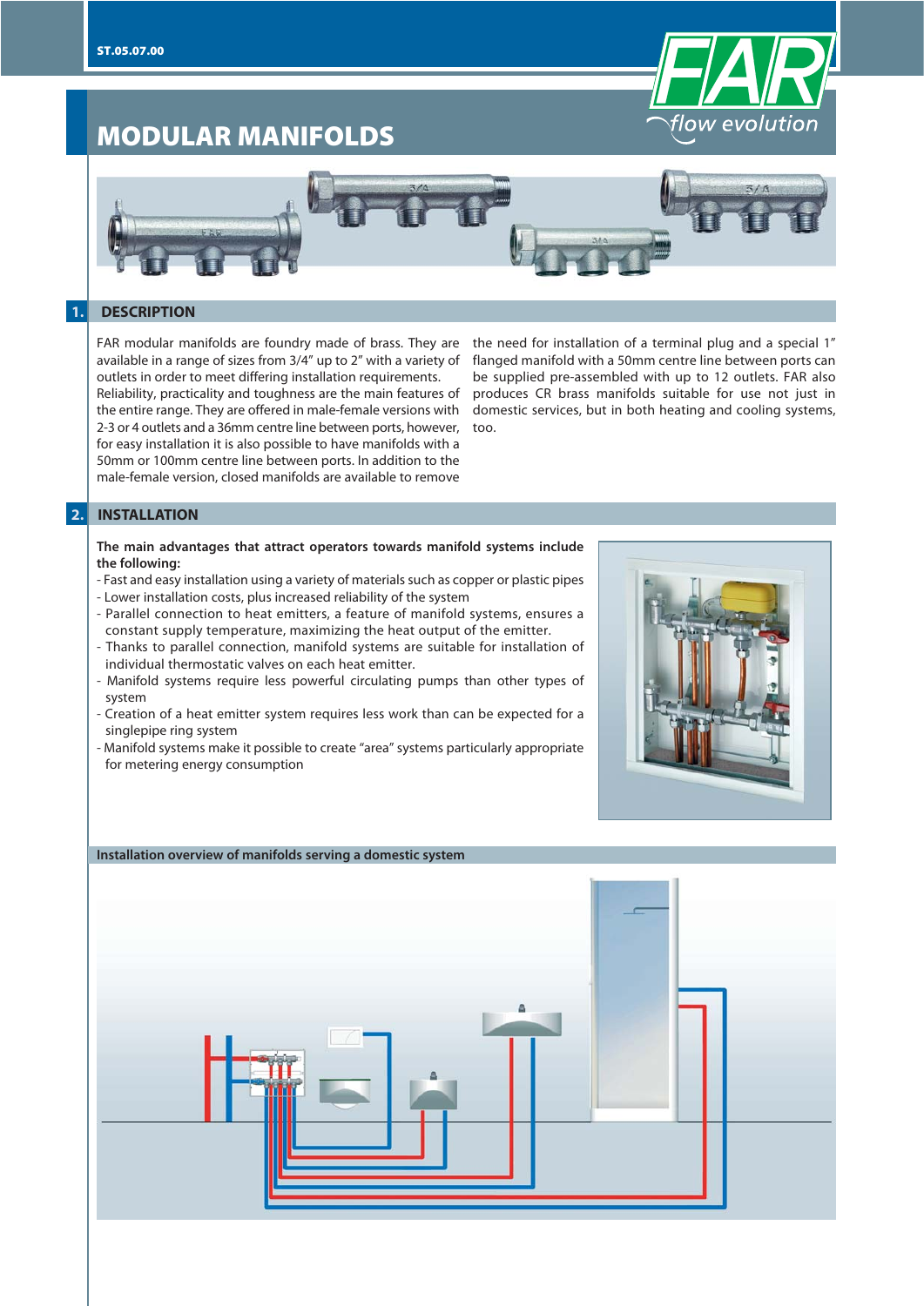# MODULAR MANIFOLDS

## 1. DESCRIPTION

FAR modular manifolds are foundry made of brass. They are available in a range of sizes from 3/4" up to 2" with a variety of outlets in order to meet differing installation requirements. Reliability, practicality and toughness are the main features of the entire range. They are offered in male-female versions with 2-3 or 4 outlets and a 36mm centre line between ports, however, for easy installation it is also possible to have manifolds with a 50mm or 100mm centre line between ports. In addition to the male-female version, closed manifolds are available to remove the need for installation of a terminal plug and a special 1" flanged manifold with a 50mm centre line between ports can be supplied pre-assembled with up to 12 outlets. FAR also produces CR brass manifolds suitable for use not just in domestic services, but in both heating and cooling systems, too.

## 2. INSTALLATION

**The main advantages that attract operators towards manifold systems include the following:**

- Fast and easy installation using a variety of materials such as copper or plastic pipes
- Lower installation costs, plus increased reliability of the system
- Parallel connection to heat emitters, a feature of manifold systems, ensures a constant supply temperature, maximizing the heat output of the emitter.
- Thanks to parallel connection, manifold systems are suitable for installation of individual thermostatic valves on each heat emitter.
- Manifold systems require less powerful circulating pumps than other types of system
- Creation of a heat emitter system requires less work than can be expected for a singlepipe ring system
- Manifold systems make it possible to create "area" systems particularly appropriate for metering energy consumption

**Installation overview of manifolds serving a domestic system**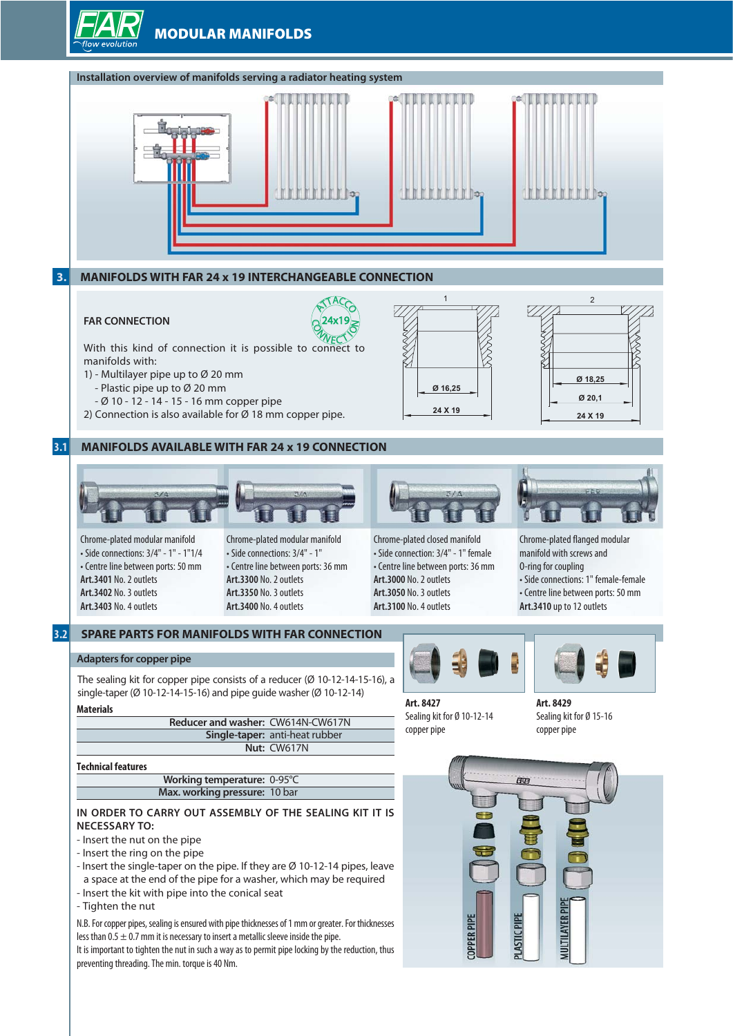## Installation overview of manifolds serving a radiator heating system

## 3. MANIFOLDS WITH FAR 24 x 19 INTERCHANGEABLE CONNECTION

**FAR CONNECTION**

ATTACCO 24x19 CONNECTION

With this kind of connection it is possible to connect to manifolds with:

1) - Multilayer pipe up to Ø 20 mm
   - Plastic pipe up to Ø 20 mm
   - Ø 10 - 12 - 14 - 15 - 16 mm copper pipe
2) Connection is also available for Ø 18 mm copper pipe.

1: Ø 16,25 — 24 X 19

2: Ø 18,25 — Ø 20,1 — 24 X 19

## 3.1 MANIFOLDS AVAILABLE WITH FAR 24 x 19 CONNECTION

Chrome-plated modular manifold
- Side connections: 3/4" - 1" - 1"1/4
- Centre line between ports: 50 mm

**Art.3401** No. 2 outlets
**Art.3402** No. 3 outlets
**Art.3403** No. 4 outlets

Chrome-plated modular manifold
- Side connections: 3/4" - 1"
- Centre line between ports: 36 mm

**Art.3300** No. 2 outlets
**Art.3350** No. 3 outlets
**Art.3400** No. 4 outlets

Chrome-plated closed manifold
- Side connection: 3/4" - 1" female
- Centre line between ports: 36 mm

**Art.3000** No. 2 outlets
**Art.3050** No. 3 outlets
**Art.3100** No. 4 outlets

Chrome-plated flanged modular manifold with screws and O-ring for coupling
- Side connections: 1" female-female
- Centre line between ports: 50 mm

**Art.3410** up to 12 outlets

## 3.2 SPARE PARTS FOR MANIFOLDS WITH FAR CONNECTION

### Adapters for copper pipe

The sealing kit for copper pipe consists of a reducer (Ø 10-12-14-15-16), a single-taper (Ø 10-12-14-15-16) and pipe guide washer (Ø 10-12-14)

**Materials**

| | |
|---|---|
| **Reducer and washer:** | CW614N-CW617N |
| **Single-taper:** | anti-heat rubber |
| **Nut:** | CW617N |

**Technical features**

| | |
|---|---|
| **Working temperature:** | 0-95°C |
| **Max. working pressure:** | 10 bar |

**IN ORDER TO CARRY OUT ASSEMBLY OF THE SEALING KIT IT IS NECESSARY TO:**

- Insert the nut on the pipe
- Insert the ring on the pipe
- Insert the single-taper on the pipe. If they are Ø 10-12-14 pipes, leave a space at the end of the pipe for a washer, which may be required
- Insert the kit with pipe into the conical seat
- Tighten the nut

N.B. For copper pipes, sealing is ensured with pipe thicknesses of 1 mm or greater. For thicknesses less than 0.5 ± 0.7 mm it is necessary to insert a metallic sleeve inside the pipe.
It is important to tighten the nut in such a way as to permit pipe locking by the reduction, thus preventing threading. The min. torque is 40 Nm.

**Art. 8427**
Sealing kit for Ø 10-12-14 copper pipe

**Art. 8429**
Sealing kit for Ø 15-16 copper pipe

COPPER PIPE — PLASTIC PIPE — MULTILAYER PIPE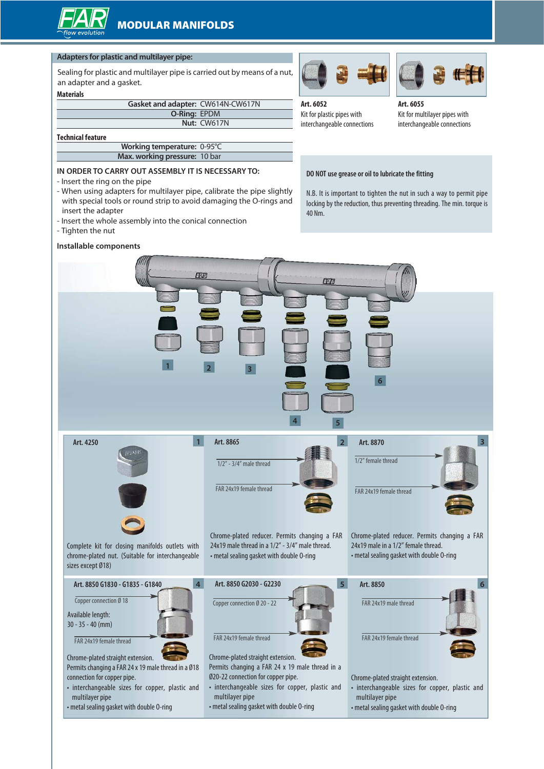## Adapters for plastic and multilayer pipe:

Sealing for plastic and multilayer pipe is carried out by means of a nut, an adapter and a gasket.

**Materials**

| | |
|---|---|
| Gasket and adapter: | CW614N-CW617N |
| O-Ring: | EPDM |
| Nut: | CW617N |

**Technical feature**

| | |
|---|---|
| Working temperature: | 0-95°C |
| Max. working pressure: | 10 bar |

**IN ORDER TO CARRY OUT ASSEMBLY IT IS NECESSARY TO:**

- Insert the ring on the pipe
- When using adapters for multilayer pipe, calibrate the pipe slightly with special tools or round strip to avoid damaging the O-rings and insert the adapter
- Insert the whole assembly into the conical connection
- Tighten the nut

**Art. 6052**
Kit for plastic pipes with interchangeable connections

**Art. 6055**
Kit for multilayer pipes with interchangeable connections

**DO NOT use grease or oil to lubricate the fitting**

N.B. It is important to tighten the nut in such a way to permit pipe locking by the reduction, thus preventing threading. The min. torque is 40 Nm.

**Installable components**

1 2 3 4 5 6

**1 — Art. 4250**

Complete kit for closing manifolds outlets with chrome-plated nut. (Suitable for interchangeable sizes except Ø18)

**2 — Art. 8865**

1/2" - 3/4" male thread

FAR 24x19 female thread

Chrome-plated reducer. Permits changing a FAR 24x19 male thread in a 1/2" - 3/4" male thread.
- metal sealing gasket with double O-ring

**3 — Art. 8870**

1/2" female thread

FAR 24x19 female thread

Chrome-plated reducer. Permits changing a FAR 24x19 male in a 1/2" female thread.
- metal sealing gasket with double O-ring

**4 — Art. 8850 G1830 - G1835 - G1840**

Copper connection Ø 18

Available length:
30 - 35 - 40 (mm)

FAR 24x19 female thread

Chrome-plated straight extension.
Permits changing a FAR 24 x 19 male thread in a Ø18 connection for copper pipe.
- interchangeable sizes for copper, plastic and multilayer pipe
- metal sealing gasket with double O-ring

**5 — Art. 8850 G2030 - G2230**

Copper connection Ø 20 - 22

FAR 24x19 female thread

Chrome-plated straight extension.
Permits changing a FAR 24 x 19 male thread in a Ø20-22 connection for copper pipe.
- interchangeable sizes for copper, plastic and multilayer pipe
- metal sealing gasket with double O-ring

**6 — Art. 8850**

FAR 24x19 male thread

FAR 24x19 female thread

Chrome-plated straight extension.
- interchangeable sizes for copper, plastic and multilayer pipe
- metal sealing gasket with double O-ring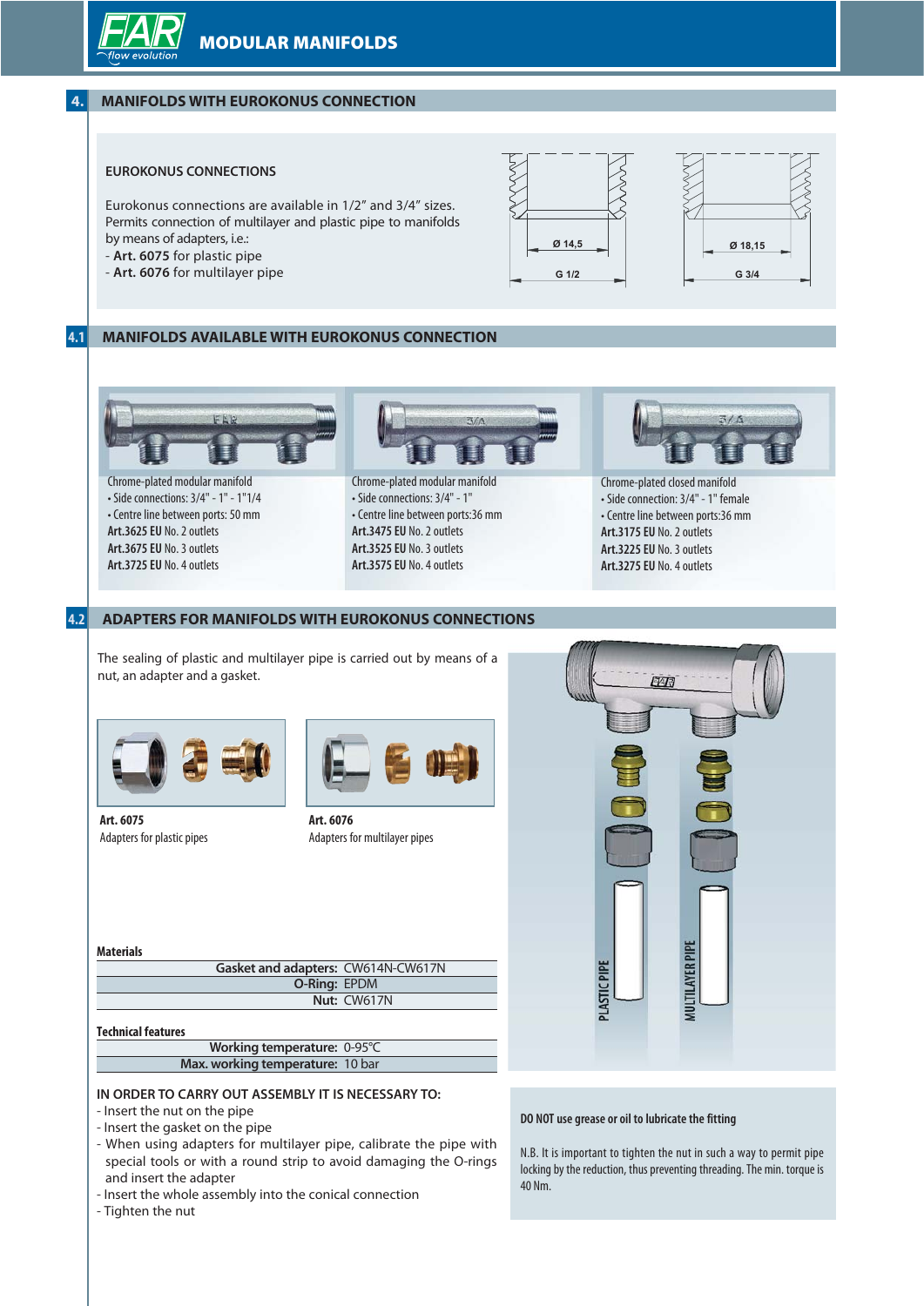# MODULAR MANIFOLDS

## 4. MANIFOLDS WITH EUROKONUS CONNECTION

### EUROKONUS CONNECTIONS

Eurokonus connections are available in 1/2" and 3/4" sizes.
Permits connection of multilayer and plastic pipe to manifolds by means of adapters, i.e.:
- **Art. 6075** for plastic pipe
- **Art. 6076** for multilayer pipe

Ø 14,5 — G 1/2

Ø 18,15 — G 3/4

## 4.1 MANIFOLDS AVAILABLE WITH EUROKONUS CONNECTION

Chrome-plated modular manifold
- Side connections: 3/4" - 1" - 1"1/4
- Centre line between ports: 50 mm

**Art.3625 EU** No. 2 outlets
**Art.3675 EU** No. 3 outlets
**Art.3725 EU** No. 4 outlets

Chrome-plated modular manifold
- Side connections: 3/4" - 1"
- Centre line between ports:36 mm

**Art.3475 EU** No. 2 outlets
**Art.3525 EU** No. 3 outlets
**Art.3575 EU** No. 4 outlets

Chrome-plated closed manifold
- Side connection: 3/4" - 1" female
- Centre line between ports:36 mm

**Art.3175 EU** No. 2 outlets
**Art.3225 EU** No. 3 outlets
**Art.3275 EU** No. 4 outlets

## 4.2 ADAPTERS FOR MANIFOLDS WITH EUROKONUS CONNECTIONS

The sealing of plastic and multilayer pipe is carried out by means of a nut, an adapter and a gasket.

**Art. 6075**
Adapters for plastic pipes

**Art. 6076**
Adapters for multilayer pipes

PLASTIC PIPE

MULTILAYER PIPE

**Materials**

| | |
|---|---|
| **Gasket and adapters:** | CW614N-CW617N |
| **O-Ring:** | EPDM |
| **Nut:** | CW617N |

**Technical features**

| | |
|---|---|
| **Working temperature:** | 0-95°C |
| **Max. working temperature:** | 10 bar |

**IN ORDER TO CARRY OUT ASSEMBLY IT IS NECESSARY TO:**
- Insert the nut on the pipe
- Insert the gasket on the pipe
- When using adapters for multilayer pipe, calibrate the pipe with special tools or with a round strip to avoid damaging the O-rings and insert the adapter
- Insert the whole assembly into the conical connection
- Tighten the nut

**DO NOT use grease or oil to lubricate the fitting**

N.B. It is important to tighten the nut in such a way to permit pipe locking by the reduction, thus preventing threading. The min. torque is 40 Nm.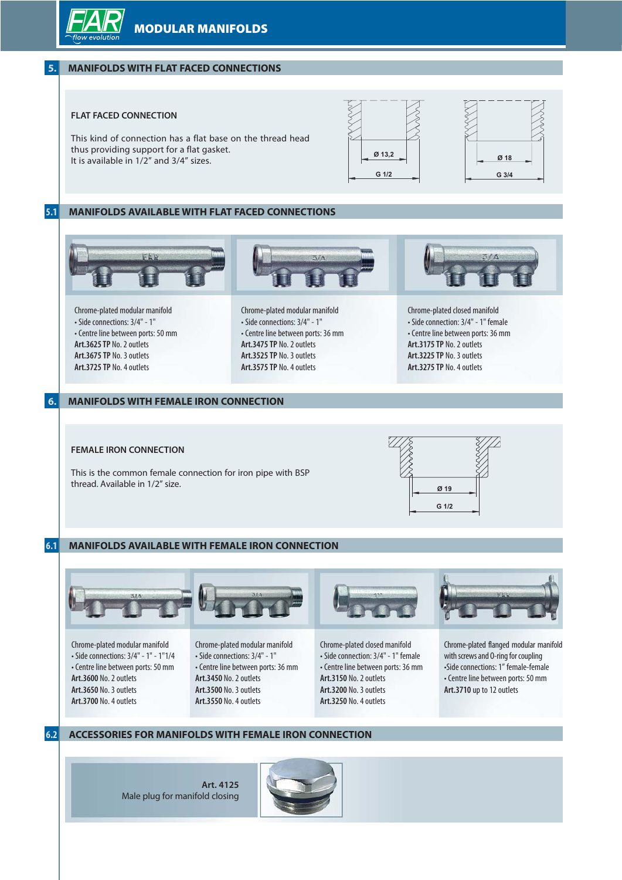## 5. MANIFOLDS WITH FLAT FACED CONNECTIONS

### FLAT FACED CONNECTION

This kind of connection has a flat base on the thread head thus providing support for a flat gasket.
It is available in 1/2" and 3/4" sizes.

Ø 13,2 — G 1/2

Ø 18 — G 3/4

## 5.1 MANIFOLDS AVAILABLE WITH FLAT FACED CONNECTIONS

Chrome-plated modular manifold
- Side connections: 3/4" - 1"
- Centre line between ports: 50 mm

**Art.3625 TP** No. 2 outlets
**Art.3675 TP** No. 3 outlets
**Art.3725 TP** No. 4 outlets

Chrome-plated modular manifold
- Side connections: 3/4" - 1"
- Centre line between ports: 36 mm

**Art.3475 TP** No. 2 outlets
**Art.3525 TP** No. 3 outlets
**Art.3575 TP** No. 4 outlets

Chrome-plated closed manifold
- Side connection: 3/4" - 1" female
- Centre line between ports: 36 mm

**Art.3175 TP** No. 2 outlets
**Art.3225 TP** No. 3 outlets
**Art.3275 TP** No. 4 outlets

## 6. MANIFOLDS WITH FEMALE IRON CONNECTION

### FEMALE IRON CONNECTION

This is the common female connection for iron pipe with BSP thread. Available in 1/2" size.

Ø 19 — G 1/2

## 6.1 MANIFOLDS AVAILABLE WITH FEMALE IRON CONNECTION

Chrome-plated modular manifold
- Side connections: 3/4" - 1" - 1"1/4
- Centre line between ports: 50 mm

**Art.3600** No. 2 outlets
**Art.3650** No. 3 outlets
**Art.3700** No. 4 outlets

Chrome-plated modular manifold
- Side connections: 3/4" - 1"
- Centre line between ports: 36 mm

**Art.3450** No. 2 outlets
**Art.3500** No. 3 outlets
**Art.3550** No. 4 outlets

Chrome-plated closed manifold
- Side connection: 3/4" - 1" female
- Centre line between ports: 36 mm

**Art.3150** No. 2 outlets
**Art.3200** No. 3 outlets
**Art.3250** No. 4 outlets

Chrome-plated flanged modular manifold with screws and O-ring for coupling
- Side connections: 1" female-female
- Centre line between ports: 50 mm

**Art.3710** up to 12 outlets

## 6.2 ACCESSORIES FOR MANIFOLDS WITH FEMALE IRON CONNECTION

**Art. 4125**
Male plug for manifold closing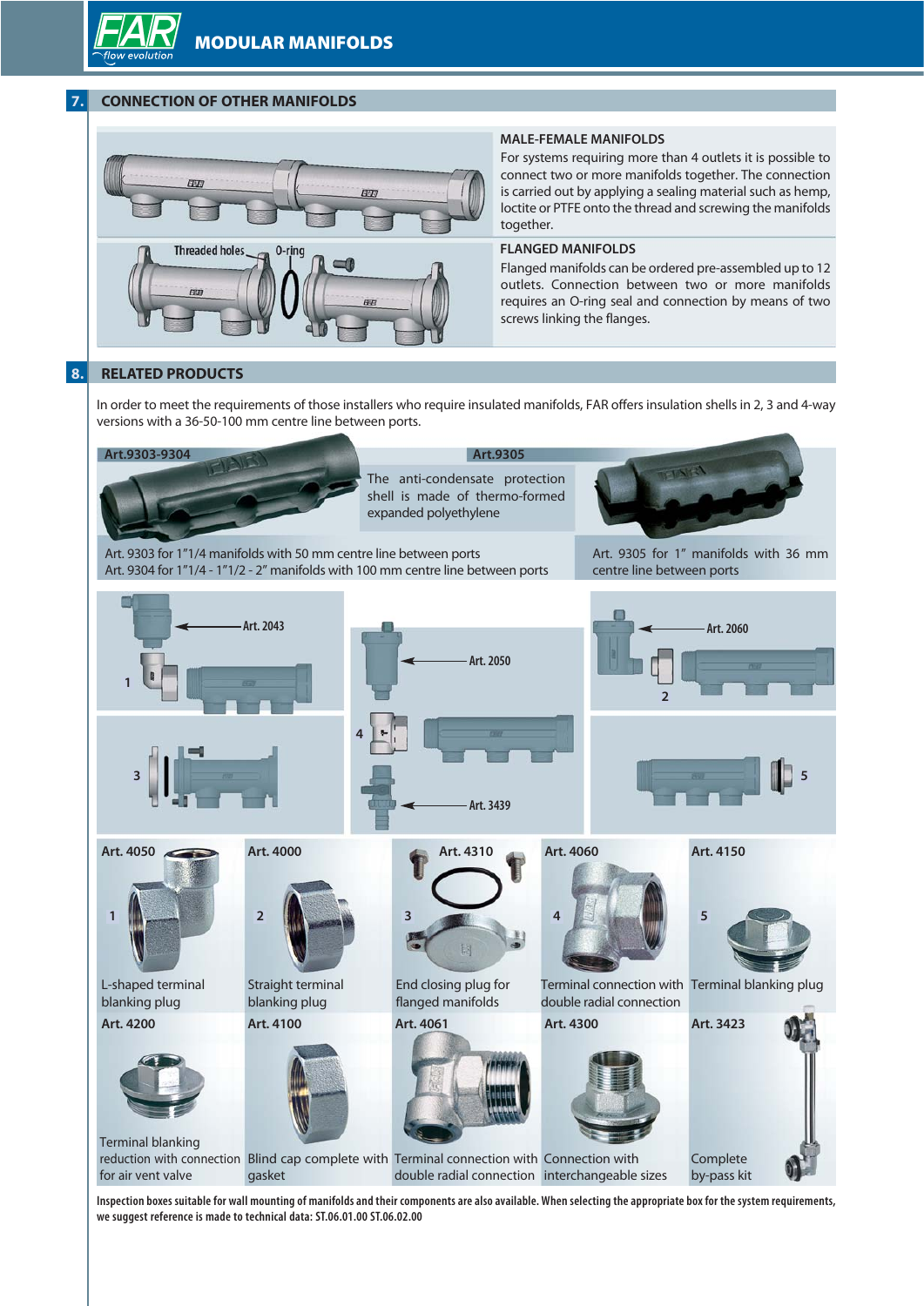## 7. CONNECTION OF OTHER MANIFOLDS

Threaded holes — O-ring

### MALE-FEMALE MANIFOLDS

For systems requiring more than 4 outlets it is possible to connect two or more manifolds together. The connection is carried out by applying a sealing material such as hemp, loctite or PTFE onto the thread and screwing the manifolds together.

### FLANGED MANIFOLDS

Flanged manifolds can be ordered pre-assembled up to 12 outlets. Connection between two or more manifolds requires an O-ring seal and connection by means of two screws linking the flanges.

## 8. RELATED PRODUCTS

In order to meet the requirements of those installers who require insulated manifolds, FAR offers insulation shells in 2, 3 and 4-way versions with a 36-50-100 mm centre line between ports.

**Art.9303-9304**

**Art.9305**

The anti-condensate protection shell is made of thermo-formed expanded polyethylene

Art. 9303 for 1"1/4 manifolds with 50 mm centre line between ports
Art. 9304 for 1"1/4 - 1"1/2 - 2" manifolds with 100 mm centre line between ports

Art. 9305 for 1" manifolds with 36 mm centre line between ports

Art. 2043 — 1

Art. 2050 — 4 — Art. 3439

Art. 2060 — 2

3

5

**Art. 4050** — 1 — L-shaped terminal blanking plug

**Art. 4000** — 2 — Straight terminal blanking plug

**Art. 4310** — 3 — End closing plug for flanged manifolds

**Art. 4060** — 4 — Terminal connection with double radial connection

**Art. 4150** — 5 — Terminal blanking plug

**Art. 4200** — Terminal blanking reduction with connection for air vent valve

**Art. 4100** — Blind cap complete with gasket

**Art. 4061** — Terminal connection with double radial connection

**Art. 4300** — Connection with interchangeable sizes

**Art. 3423** — Complete by-pass kit

**Inspection boxes suitable for wall mounting of manifolds and their components are also available. When selecting the appropriate box for the system requirements, we suggest reference is made to technical data: ST.06.01.00 ST.06.02.00**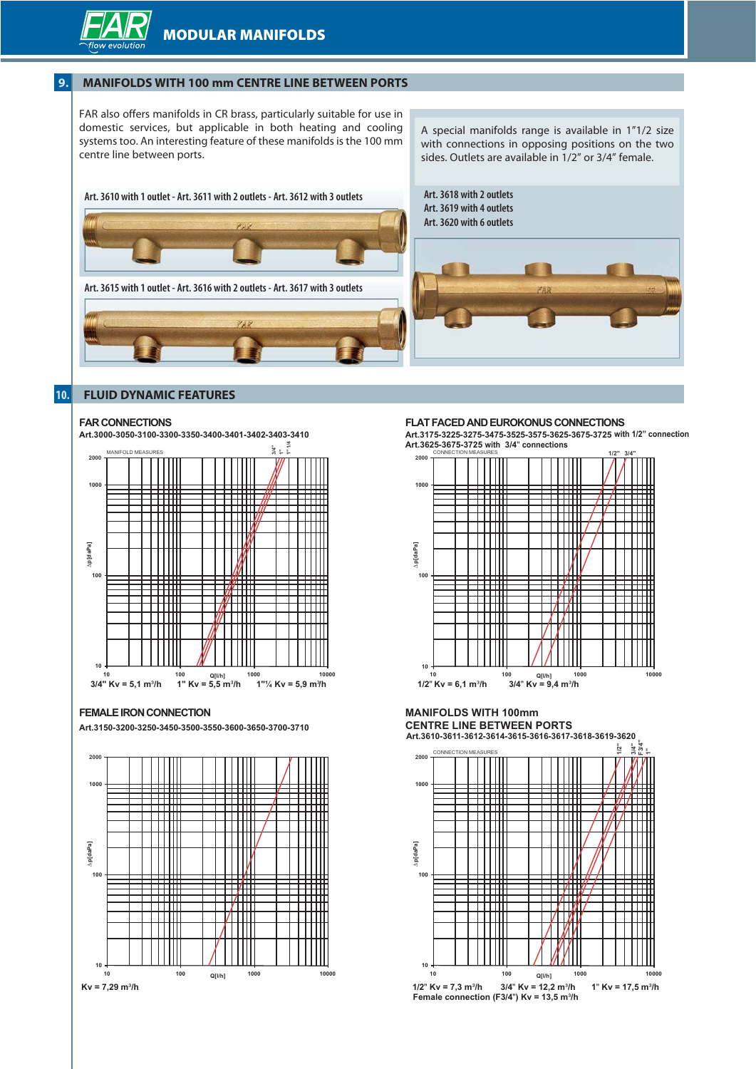## 9. MANIFOLDS WITH 100 mm CENTRE LINE BETWEEN PORTS

FAR also offers manifolds in CR brass, particularly suitable for use in domestic services, but applicable in both heating and cooling systems too. An interesting feature of these manifolds is the 100 mm centre line between ports.

A special manifolds range is available in 1"1/2 size with connections in opposing positions on the two sides. Outlets are available in 1/2" or 3/4" female.

Art. 3610 with 1 outlet - Art. 3611 with 2 outlets - Art. 3612 with 3 outlets

Art. 3615 with 1 outlet - Art. 3616 with 2 outlets - Art. 3617 with 3 outlets

Art. 3618 with 2 outlets
Art. 3619 with 4 outlets
Art. 3620 with 6 outlets

## 10. FLUID DYNAMIC FEATURES

### FAR CONNECTIONS

**Art.3000-3050-3100-3300-3350-3400-3401-3402-3403-3410**

3/4" Kv = 5,1 m³/h  1" Kv = 5,5 m³/h  1"¼ Kv = 5,9 m³/h

### FLAT FACED AND EUROKONUS CONNECTIONS

**Art.3175-3225-3275-3475-3525-3575-3625-3675-3725 with 1/2" connection**
**Art.3625-3675-3725 with 3/4" connections**

1/2" Kv = 6,1 m³/h  3/4" Kv = 9,4 m³/h

### FEMALE IRON CONNECTION

**Art.3150-3200-3250-3450-3500-3550-3600-3650-3700-3710**

Kv = 7,29 m³/h

### MANIFOLDS WITH 100mm CENTRE LINE BETWEEN PORTS

**Art.3610-3611-3612-3614-3615-3616-3617-3618-3619-3620**

1/2" Kv = 7,3 m³/h  3/4" Kv = 12,2 m³/h  1" Kv = 17,5 m³/h
Female connection (F3/4") Kv = 13,5 m³/h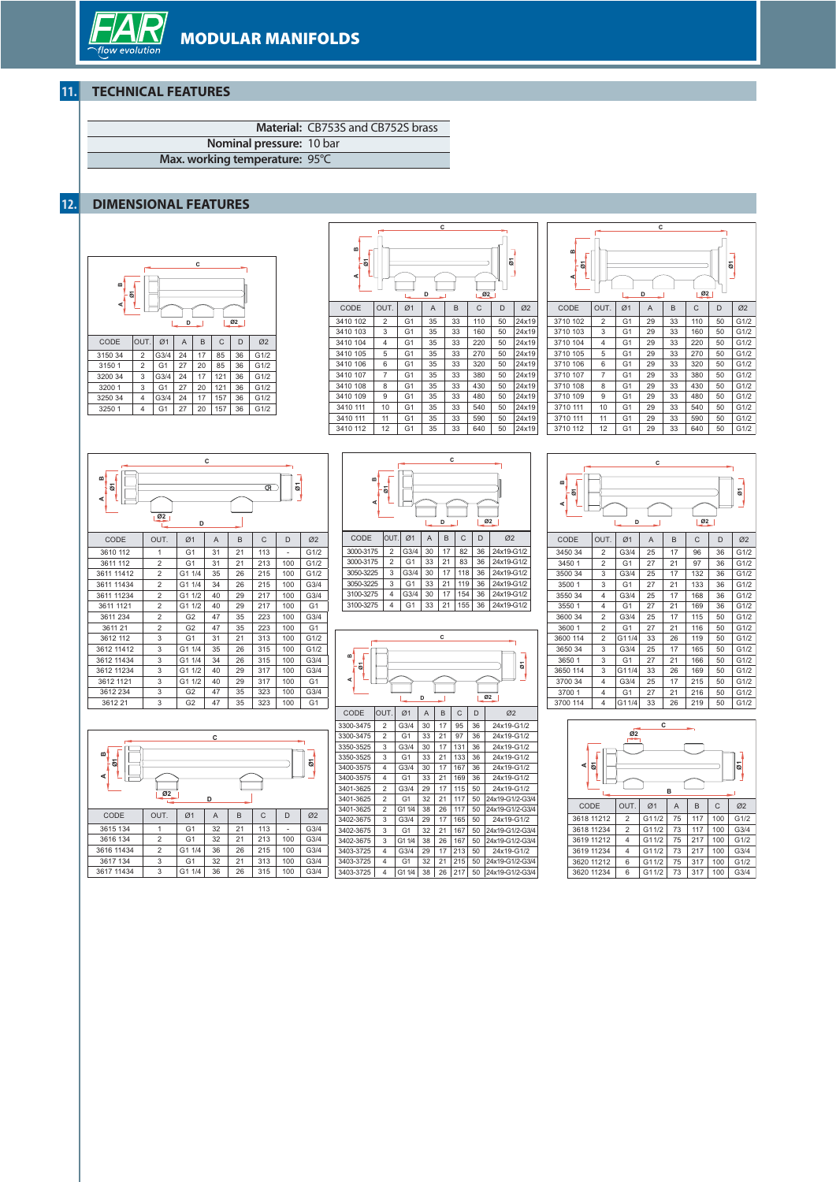# MODULAR MANIFOLDS

## 11. TECHNICAL FEATURES

| | |
|---|---|
| **Material:** | CB753S and CB752S brass |
| **Nominal pressure:** | 10 bar |
| **Max. working temperature:** | 95°C |

## 12. DIMENSIONAL FEATURES

| CODE | OUT. | Ø1 | A | B | C | D | Ø2 |
|---|---|---|---|---|---|---|---|
| 3150 34 | 2 | G3/4 | 24 | 17 | 85 | 36 | G1/2 |
| 3150 1 | 2 | G1 | 27 | 20 | 85 | 36 | G1/2 |
| 3200 34 | 3 | G3/4 | 24 | 17 | 121 | 36 | G1/2 |
| 3200 1 | 3 | G1 | 27 | 20 | 121 | 36 | G1/2 |
| 3250 34 | 4 | G3/4 | 24 | 17 | 157 | 36 | G1/2 |
| 3250 1 | 4 | G1 | 27 | 20 | 157 | 36 | G1/2 |

| CODE | OUT. | Ø1 | A | B | C | D | Ø2 |
|---|---|---|---|---|---|---|---|
| 3410 102 | 2 | G1 | 35 | 33 | 110 | 50 | 24x19 |
| 3410 103 | 3 | G1 | 35 | 33 | 160 | 50 | 24x19 |
| 3410 104 | 4 | G1 | 35 | 33 | 220 | 50 | 24x19 |
| 3410 105 | 5 | G1 | 35 | 33 | 270 | 50 | 24x19 |
| 3410 106 | 6 | G1 | 35 | 33 | 320 | 50 | 24x19 |
| 3410 107 | 7 | G1 | 35 | 33 | 380 | 50 | 24x19 |
| 3410 108 | 8 | G1 | 35 | 33 | 430 | 50 | 24x19 |
| 3410 109 | 9 | G1 | 35 | 33 | 480 | 50 | 24x19 |
| 3410 111 | 10 | G1 | 35 | 33 | 540 | 50 | 24x19 |
| 3410 111 | 11 | G1 | 35 | 33 | 590 | 50 | 24x19 |
| 3410 112 | 12 | G1 | 35 | 33 | 640 | 50 | 24x19 |

| CODE | OUT. | Ø1 | A | B | C | D | Ø2 |
|---|---|---|---|---|---|---|---|
| 3710 102 | 2 | G1 | 29 | 33 | 110 | 50 | G1/2 |
| 3710 103 | 3 | G1 | 29 | 33 | 160 | 50 | G1/2 |
| 3710 104 | 4 | G1 | 29 | 33 | 220 | 50 | G1/2 |
| 3710 105 | 5 | G1 | 29 | 33 | 270 | 50 | G1/2 |
| 3710 106 | 6 | G1 | 29 | 33 | 320 | 50 | G1/2 |
| 3710 107 | 7 | G1 | 29 | 33 | 380 | 50 | G1/2 |
| 3710 108 | 8 | G1 | 29 | 33 | 430 | 50 | G1/2 |
| 3710 109 | 9 | G1 | 29 | 33 | 480 | 50 | G1/2 |
| 3710 111 | 10 | G1 | 29 | 33 | 540 | 50 | G1/2 |
| 3710 111 | 11 | G1 | 29 | 33 | 590 | 50 | G1/2 |
| 3710 112 | 12 | G1 | 29 | 33 | 640 | 50 | G1/2 |

| CODE | OUT. | Ø1 | A | B | C | D | Ø2 |
|---|---|---|---|---|---|---|---|
| 3610 112 | 1 | G1 | 31 | 21 | 113 | - | G1/2 |
| 3611 112 | 2 | G1 | 31 | 21 | 213 | 100 | G1/2 |
| 3611 11412 | 2 | G1 1/4 | 35 | 26 | 215 | 100 | G1/2 |
| 3611 11434 | 2 | G1 1/4 | 34 | 26 | 215 | 100 | G3/4 |
| 3611 11234 | 2 | G1 1/2 | 40 | 29 | 217 | 100 | G3/4 |
| 3611 1121 | 2 | G1 1/2 | 40 | 29 | 217 | 100 | G1 |
| 3611 234 | 2 | G2 | 47 | 35 | 223 | 100 | G3/4 |
| 3611 21 | 2 | G2 | 47 | 35 | 223 | 100 | G1 |
| 3612 112 | 3 | G1 | 31 | 21 | 313 | 100 | G1/2 |
| 3612 11412 | 3 | G1 1/4 | 35 | 26 | 315 | 100 | G1/2 |
| 3612 11434 | 3 | G1 1/4 | 34 | 26 | 315 | 100 | G3/4 |
| 3612 11234 | 3 | G1 1/2 | 40 | 29 | 317 | 100 | G3/4 |
| 3612 1121 | 3 | G1 1/2 | 40 | 29 | 317 | 100 | G1 |
| 3612 234 | 3 | G2 | 47 | 35 | 323 | 100 | G3/4 |
| 3612 21 | 3 | G2 | 47 | 35 | 323 | 100 | G1 |

| CODE | OUT. | Ø1 | A | B | C | D | Ø2 |
|---|---|---|---|---|---|---|---|
| 3000-3175 | 2 | G3/4 | 30 | 17 | 82 | 36 | 24x19-G1/2 |
| 3000-3175 | 2 | G1 | 33 | 21 | 83 | 36 | 24x19-G1/2 |
| 3050-3225 | 3 | G3/4 | 30 | 17 | 118 | 36 | 24x19-G1/2 |
| 3050-3225 | 3 | G1 | 33 | 21 | 119 | 36 | 24x19-G1/2 |
| 3100-3275 | 4 | G3/4 | 30 | 17 | 154 | 36 | 24x19-G1/2 |
| 3100-3275 | 4 | G1 | 33 | 21 | 155 | 36 | 24x19-G1/2 |

| CODE | OUT. | Ø1 | A | B | C | D | Ø2 |
|---|---|---|---|---|---|---|---|
| 3450 34 | 2 | G3/4 | 25 | 17 | 96 | 36 | G1/2 |
| 3450 1 | 2 | G1 | 27 | 21 | 97 | 36 | G1/2 |
| 3500 34 | 3 | G3/4 | 25 | 17 | 132 | 36 | G1/2 |
| 3500 1 | 3 | G1 | 27 | 21 | 133 | 36 | G1/2 |
| 3550 34 | 4 | G3/4 | 25 | 17 | 168 | 36 | G1/2 |
| 3550 1 | 4 | G1 | 27 | 21 | 169 | 36 | G1/2 |
| 3600 34 | 2 | G3/4 | 25 | 17 | 115 | 50 | G1/2 |
| 3600 1 | 2 | G1 | 27 | 21 | 116 | 50 | G1/2 |
| 3600 114 | 2 | G1 1/4 | 33 | 26 | 119 | 50 | G1/2 |
| 3650 34 | 3 | G3/4 | 25 | 17 | 165 | 50 | G1/2 |
| 3650 1 | 3 | G1 | 27 | 21 | 166 | 50 | G1/2 |
| 3650 114 | 3 | G1 1/4 | 33 | 26 | 169 | 50 | G1/2 |
| 3700 34 | 4 | G3/4 | 25 | 17 | 215 | 50 | G1/2 |
| 3700 1 | 4 | G1 | 27 | 21 | 216 | 50 | G1/2 |
| 3700 114 | 4 | G1 1/4 | 33 | 26 | 219 | 50 | G1/2 |

| CODE | OUT. | Ø1 | A | B | C | D | Ø2 |
|---|---|---|---|---|---|---|---|
| 3300-3475 | 2 | G3/4 | 30 | 17 | 95 | 36 | 24x19-G1/2 |
| 3300-3475 | 2 | G1 | 33 | 21 | 97 | 36 | 24x19-G1/2 |
| 3350-3525 | 3 | G3/4 | 30 | 17 | 131 | 36 | 24x19-G1/2 |
| 3350-3525 | 3 | G1 | 33 | 21 | 133 | 36 | 24x19-G1/2 |
| 3400-3575 | 4 | G3/4 | 30 | 17 | 167 | 36 | 24x19-G1/2 |
| 3400-3575 | 4 | G1 | 33 | 21 | 169 | 36 | 24x19-G1/2 |
| 3401-3625 | 2 | G3/4 | 29 | 17 | 115 | 50 | 24x19-G1/2 |
| 3401-3625 | 2 | G1 | 32 | 21 | 117 | 50 | 24x19-G1/2-G3/4 |
| 3401-3625 | 2 | G1 1/4 | 38 | 26 | 117 | 50 | 24x19-G1/2-G3/4 |
| 3402-3675 | 3 | G3/4 | 29 | 17 | 165 | 50 | 24x19-G1/2 |
| 3402-3675 | 3 | G1 | 32 | 21 | 167 | 50 | 24x19-G1/2-G3/4 |
| 3402-3675 | 3 | G1 1/4 | 38 | 26 | 167 | 50 | 24x19-G1/2-G3/4 |
| 3403-3725 | 4 | G3/4 | 29 | 17 | 213 | 50 | 24x19-G1/2 |
| 3403-3725 | 4 | G1 | 32 | 21 | 215 | 50 | 24x19-G1/2-G3/4 |
| 3403-3725 | 4 | G1 1/4 | 38 | 26 | 217 | 50 | 24x19-G1/2-G3/4 |

| CODE | OUT. | Ø1 | A | B | C | D | Ø2 |
|---|---|---|---|---|---|---|---|
| 3615 134 | 1 | G1 | 32 | 21 | 113 | - | G3/4 |
| 3616 134 | 2 | G1 | 32 | 21 | 213 | 100 | G3/4 |
| 3616 11434 | 2 | G1 1/4 | 36 | 26 | 215 | 100 | G3/4 |
| 3617 134 | 3 | G1 | 32 | 21 | 313 | 100 | G3/4 |
| 3617 11434 | 3 | G1 1/4 | 36 | 26 | 315 | 100 | G3/4 |

| CODE | OUT. | Ø1 | A | B | C | Ø2 |
|---|---|---|---|---|---|---|
| 3618 11212 | 2 | G1 1/2 | 75 | 117 | 100 | G1/2 |
| 3618 11234 | 2 | G1 1/2 | 73 | 117 | 100 | G3/4 |
| 3619 11212 | 4 | G1 1/2 | 75 | 217 | 100 | G1/2 |
| 3619 11234 | 4 | G1 1/2 | 73 | 217 | 100 | G3/4 |
| 3620 11212 | 6 | G1 1/2 | 75 | 317 | 100 | G1/2 |
| 3620 11234 | 6 | G1 1/2 | 73 | 317 | 100 | G3/4 |